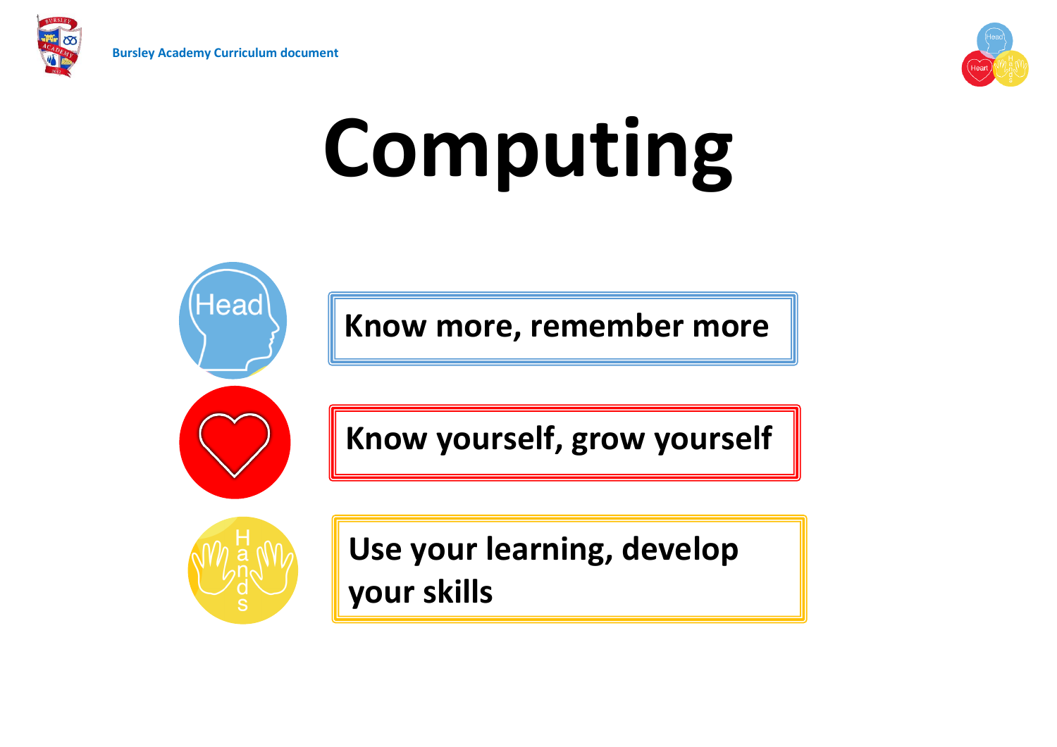Bursley Academy Curriculum document

# Computing

Head — **Know more, remember more**

Heart — **Know yourself, grow yourself**

Hands — **Use your learning, develop your skills**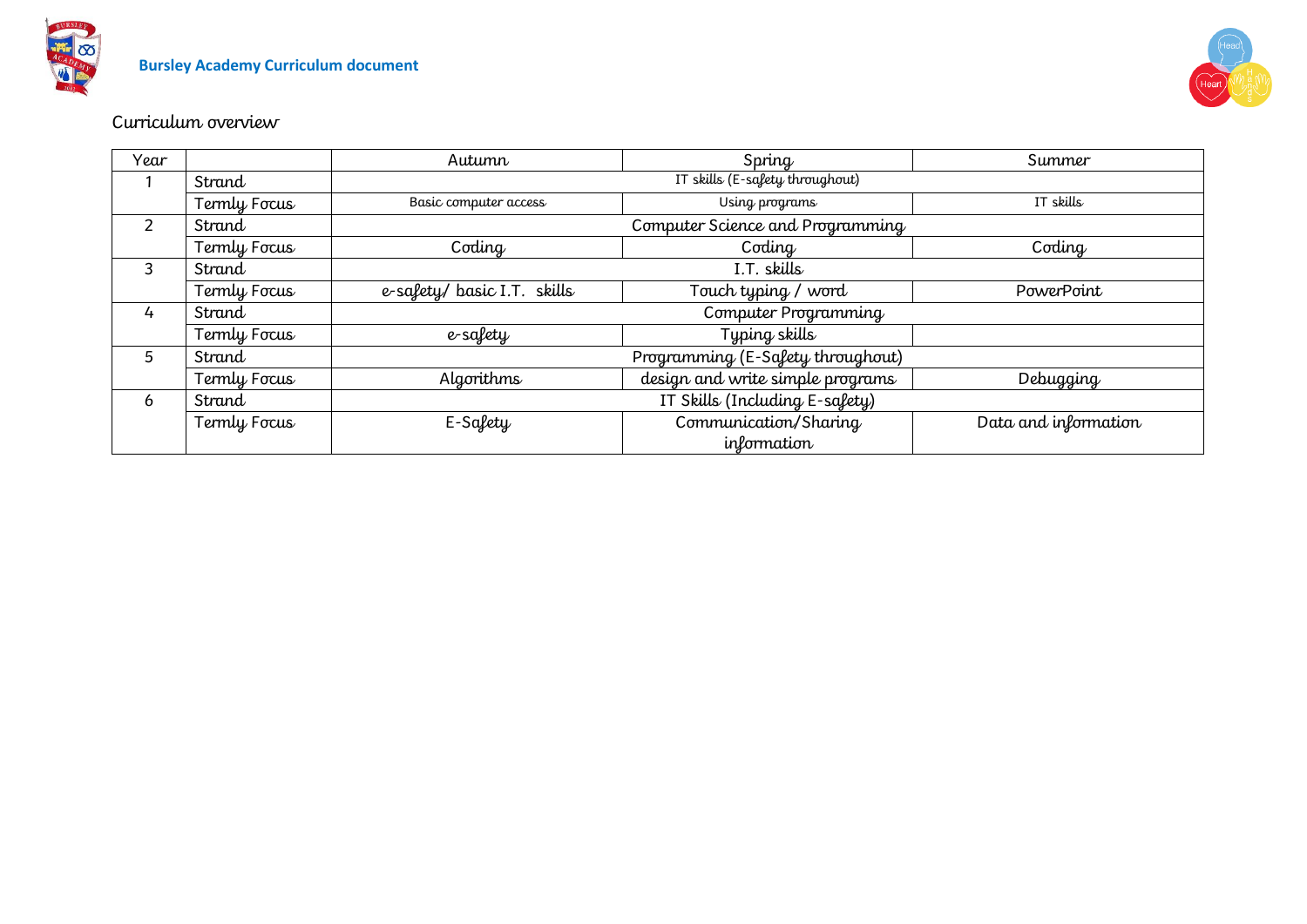**Bursley Academy Curriculum document**

## Curriculum overview

| Year | | Autumn | Spring | Summer |
|---|---|---|---|---|
| 1 | Strand | IT skills (E-safety throughout) | | |
| | Termly Focus | Basic computer access | Using programs | IT skills |
| 2 | Strand | Computer Science and Programming | | |
| | Termly Focus | Coding | Coding | Coding |
| 3 | Strand | I.T. skills | | |
| | Termly Focus | e-safety/ basic I.T. skills | Touch typing / word | PowerPoint |
| 4 | Strand | Computer Programming | | |
| | Termly Focus | e-safety | Typing skills | |
| 5 | Strand | Programming (E-Safety throughout) | | |
| | Termly Focus | Algorithms | design and write simple programs | Debugging |
| 6 | Strand | IT Skills (Including E-safety) | | |
| | Termly Focus | E-Safety | Communication/Sharing information | Data and information |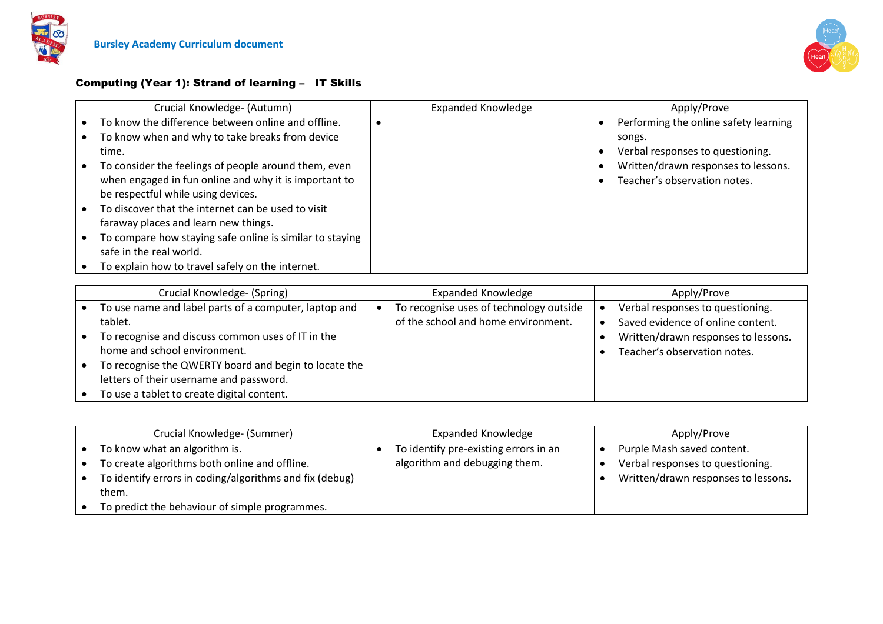**Bursley Academy Curriculum document**

### Computing (Year 1): Strand of learning – IT Skills

| Crucial Knowledge- (Autumn) | Expanded Knowledge | Apply/Prove |
|---|---|---|
| • To know the difference between online and offline.<br>• To know when and why to take breaks from device time.<br>• To consider the feelings of people around them, even when engaged in fun online and why it is important to be respectful while using devices.<br>• To discover that the internet can be used to visit faraway places and learn new things.<br>• To compare how staying safe online is similar to staying safe in the real world.<br>• To explain how to travel safely on the internet. | • | • Performing the online safety learning songs.<br>• Verbal responses to questioning.<br>• Written/drawn responses to lessons.<br>• Teacher's observation notes. |

| Crucial Knowledge- (Spring) | Expanded Knowledge | Apply/Prove |
|---|---|---|
| • To use name and label parts of a computer, laptop and tablet.<br>• To recognise and discuss common uses of IT in the home and school environment.<br>• To recognise the QWERTY board and begin to locate the letters of their username and password.<br>• To use a tablet to create digital content. | • To recognise uses of technology outside of the school and home environment. | • Verbal responses to questioning.<br>• Saved evidence of online content.<br>• Written/drawn responses to lessons.<br>• Teacher's observation notes. |

| Crucial Knowledge- (Summer) | Expanded Knowledge | Apply/Prove |
|---|---|---|
| • To know what an algorithm is.<br>• To create algorithms both online and offline.<br>• To identify errors in coding/algorithms and fix (debug) them.<br>• To predict the behaviour of simple programmes. | • To identify pre-existing errors in an algorithm and debugging them. | • Purple Mash saved content.<br>• Verbal responses to questioning.<br>• Written/drawn responses to lessons. |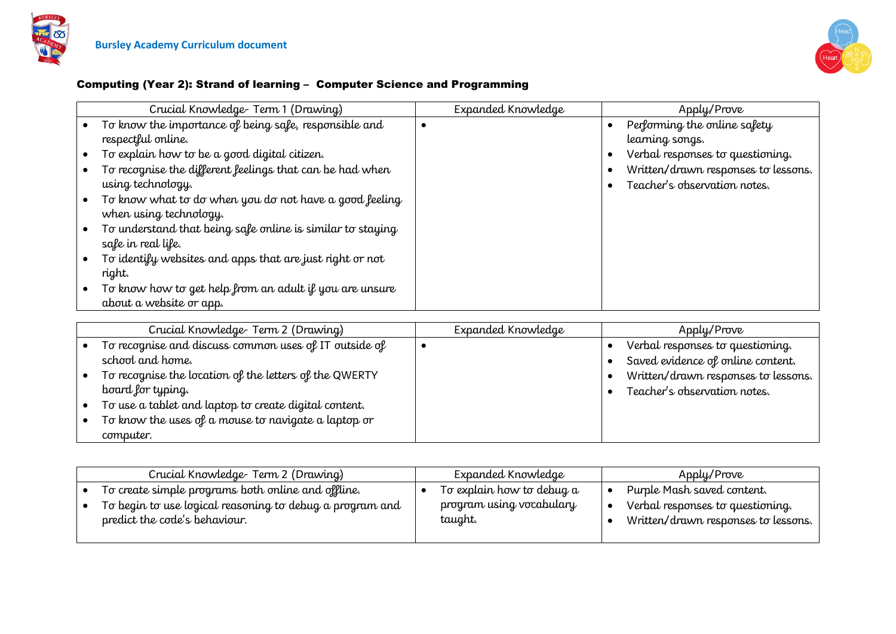Bursley Academy Curriculum document

### Computing (Year 2): Strand of learning – Computer Science and Programming

| Crucial Knowledge- Term 1 (Drawing) | Expanded Knowledge | Apply/Prove |
|---|---|---|
| • To know the importance of being safe, responsible and respectful online.<br>• To explain how to be a good digital citizen.<br>• To recognise the different feelings that can be had when using technology.<br>• To know what to do when you do not have a good feeling when using technology.<br>• To understand that being safe online is similar to staying safe in real life.<br>• To identify websites and apps that are just right or not right.<br>• To know how to get help from an adult if you are unsure about a website or app. | • | • Performing the online safety learning songs.<br>• Verbal responses to questioning.<br>• Written/drawn responses to lessons.<br>• Teacher's observation notes. |

| Crucial Knowledge- Term 2 (Drawing) | Expanded Knowledge | Apply/Prove |
|---|---|---|
| • To recognise and discuss common uses of IT outside of school and home.<br>• To recognise the location of the letters of the QWERTY board for typing.<br>• To use a tablet and laptop to create digital content.<br>• To know the uses of a mouse to navigate a laptop or computer. | • | • Verbal responses to questioning.<br>• Saved evidence of online content.<br>• Written/drawn responses to lessons.<br>• Teacher's observation notes. |

| Crucial Knowledge- Term 2 (Drawing) | Expanded Knowledge | Apply/Prove |
|---|---|---|
| • To create simple programs both online and offline.<br>• To begin to use logical reasoning to debug a program and predict the code's behaviour. | • To explain how to debug a program using vocabulary taught. | • Purple Mash saved content.<br>• Verbal responses to questioning.<br>• Written/drawn responses to lessons. |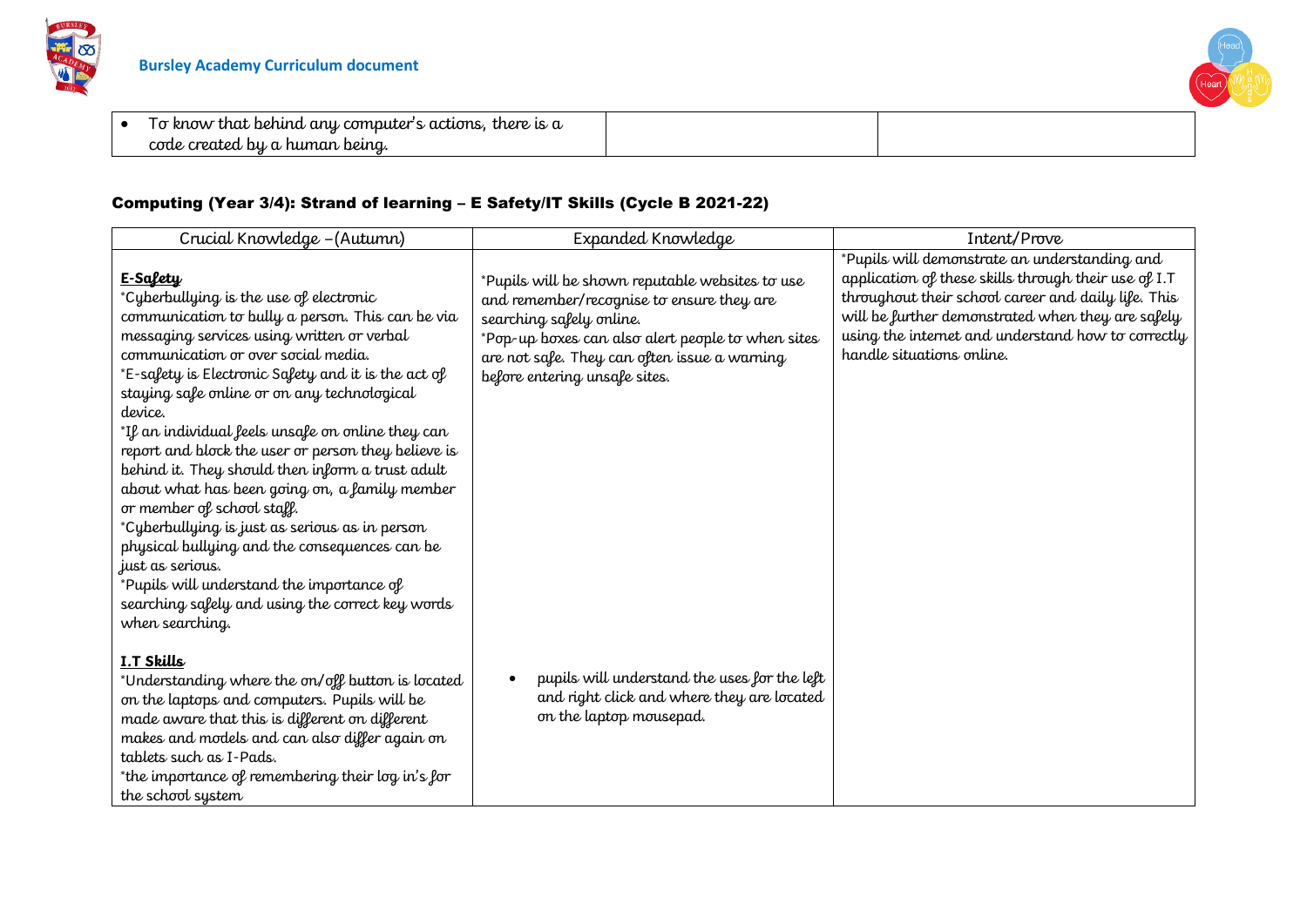| • To know that behind any computer's actions, there is a code created by a human being. | | |
|---|---|---|

## Computing (Year 3/4): Strand of learning – E Safety/IT Skills (Cycle B 2021-22)

| Crucial Knowledge –(Autumn) | Expanded Knowledge | Intent/Prove |
|---|---|---|
| **E-Safety**<br>*Cyberbullying is the use of electronic communication to bully a person. This can be via messaging services using written or verbal communication or over social media.<br>*E-safety is Electronic Safety and it is the act of staying safe online or on any technological device.<br>*If an individual feels unsafe on online they can report and block the user or person they believe is behind it. They should then inform a trust adult about what has been going on, a family member or member of school staff.<br>*Cyberbullying is just as serious as in person physical bullying and the consequences can be just as serious.<br>*Pupils will understand the importance of searching safely and using the correct key words when searching.<br><br>**I.T Skills**<br>*Understanding where the on/off button is located on the laptops and computers. Pupils will be made aware that this is different on different makes and models and can also differ again on tablets such as I-Pads.<br>*the importance of remembering their log in's for the school system | *Pupils will be shown reputable websites to use and remember/recognise to ensure they are searching safely online.<br>*Pop-up boxes can also alert people to when sites are not safe. They can often issue a warning before entering unsafe sites.<br><br>• pupils will understand the uses for the left and right click and where they are located on the laptop mousepad. | *Pupils will demonstrate an understanding and application of these skills through their use of I.T throughout their school career and daily life. This will be further demonstrated when they are safely using the internet and understand how to correctly handle situations online. |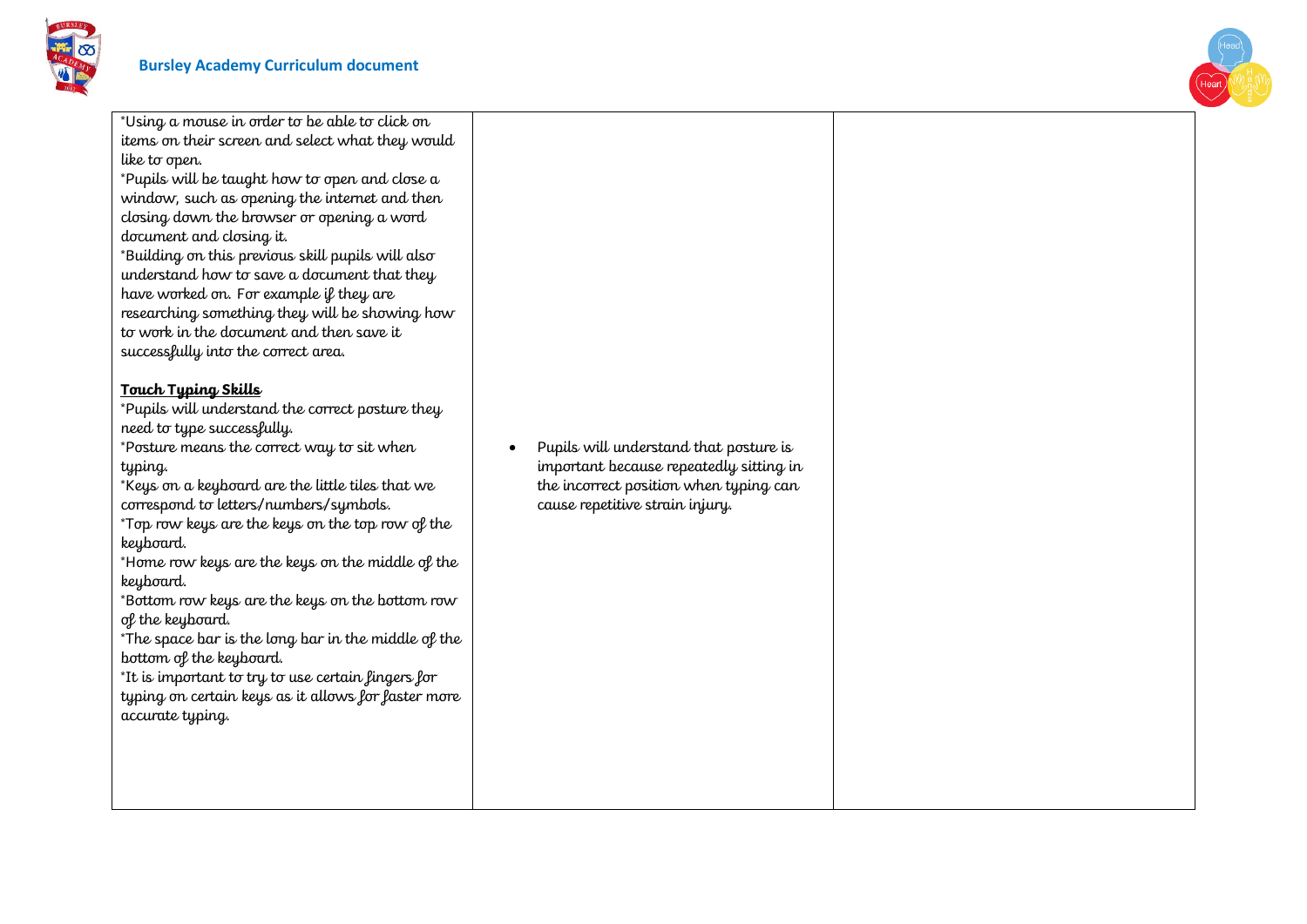| | | |
|---|---|---|
| *Using a mouse in order to be able to click on items on their screen and select what they would like to open.<br>*Pupils will be taught how to open and close a window, such as opening the internet and then closing down the browser or opening a word document and closing it.<br>*Building on this previous skill pupils will also understand how to save a document that they have worked on. For example if they are researching something they will be showing how to work in the document and then save it successfully into the correct area.<br><br>**<u>Touch Typing Skills</u>**<br>*Pupils will understand the correct posture they need to type successfully.<br>*Posture means the correct way to sit when typing.<br>*Keys on a keyboard are the little tiles that we correspond to letters/numbers/symbols.<br>*Top row keys are the keys on the top row of the keyboard.<br>*Home row keys are the keys on the middle of the keyboard.<br>*Bottom row keys are the keys on the bottom row of the keyboard.<br>*The space bar is the long bar in the middle of the bottom of the keyboard.<br>*It is important to try to use certain fingers for typing on certain keys as it allows for faster more accurate typing. | • Pupils will understand that posture is important because repeatedly sitting in the incorrect position when typing can cause repetitive strain injury. | |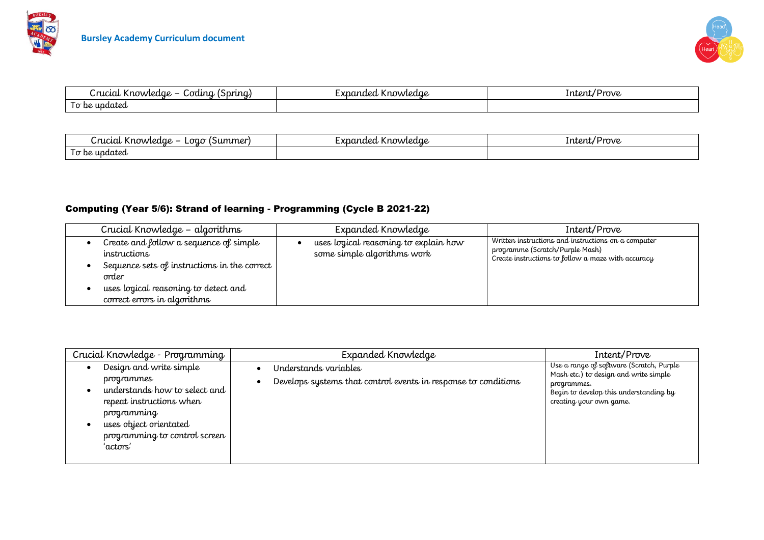| Crucial Knowledge – Coding (Spring) | Expanded Knowledge | Intent/Prove |
|---|---|---|
| To be updated | | |

| Crucial Knowledge – Logo (Summer) | Expanded Knowledge | Intent/Prove |
|---|---|---|
| To be updated | | |

### Computing (Year 5/6): Strand of learning - Programming (Cycle B 2021-22)

| Crucial Knowledge – algorithms | Expanded Knowledge | Intent/Prove |
|---|---|---|
| • Create and follow a sequence of simple instructions<br>• Sequence sets of instructions in the correct order<br>• uses logical reasoning to detect and correct errors in algorithms | • uses logical reasoning to explain how some simple algorithms work | Written instructions and instructions on a computer programme (Scratch/Purple Mash)<br>Create instructions to follow a maze with accuracy |

| Crucial Knowledge - Programming | Expanded Knowledge | Intent/Prove |
|---|---|---|
| • Design and write simple programmes<br>• understands how to select and repeat instructions when programming<br>• uses object orientated programming to control screen 'actors' | • Understands variables<br>• Develops systems that control events in response to conditions | Use a range of software (Scratch, Purple Mash etc.) to design and write simple programmes.<br>Begin to develop this understanding by creating your own game. |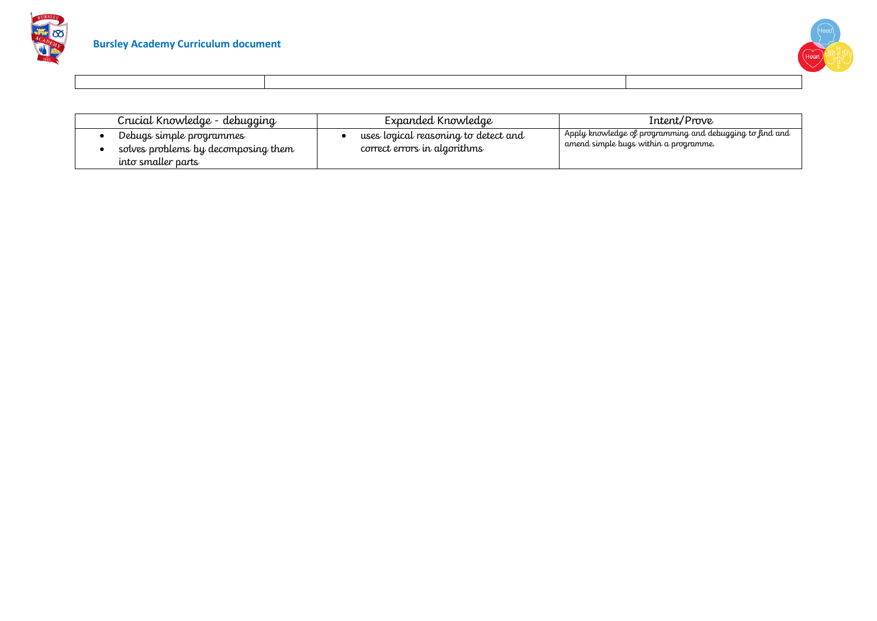| | | |
|---|---|---|
| | | |

| Crucial Knowledge - debugging | Expanded Knowledge | Intent/Prove |
|---|---|---|
| • Debugs simple programmes<br>• solves problems by decomposing them into smaller parts | • uses logical reasoning to detect and correct errors in algorithms | Apply knowledge of programming and debugging to find and amend simple bugs within a programme. |